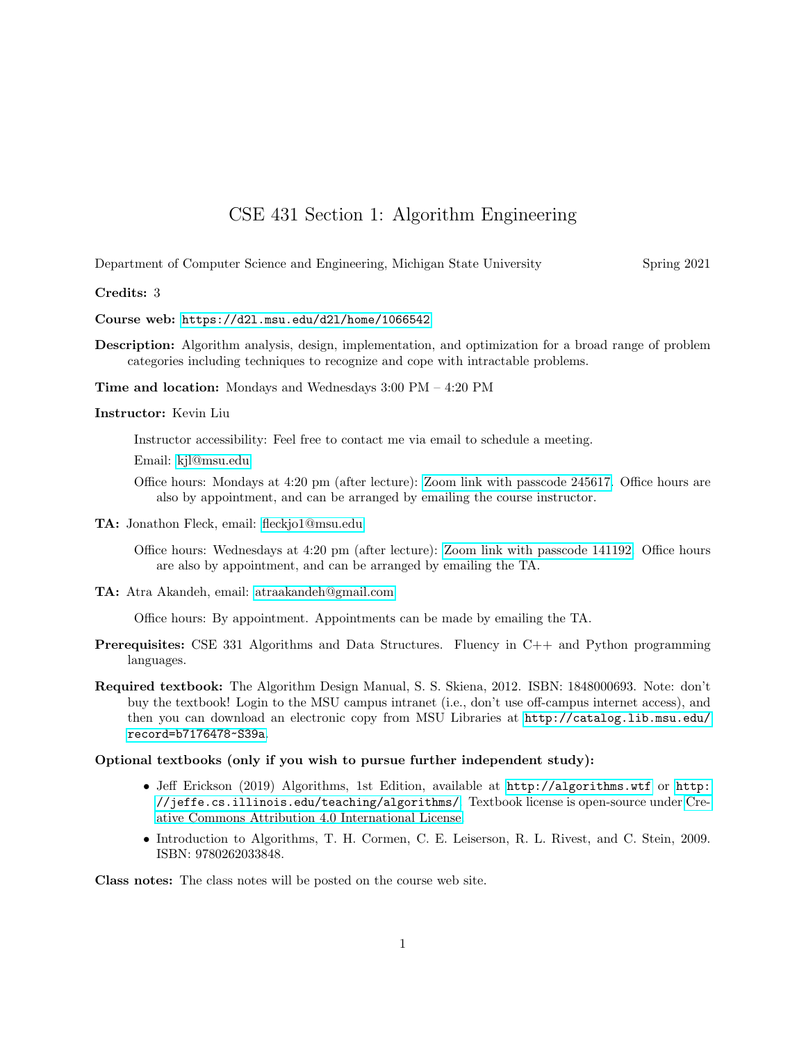# CSE 431 Section 1: Algorithm Engineering

Department of Computer Science and Engineering, Michigan State University — Spring 2021

**Credits:** 3

**Course web:** https://d2l.msu.edu/d2l/home/1066542

**Description:** Algorithm analysis, design, implementation, and optimization for a broad range of problem categories including techniques to recognize and cope with intractable problems.

**Time and location:** Mondays and Wednesdays 3:00 PM – 4:20 PM

**Instructor:** Kevin Liu

Instructor accessibility: Feel free to contact me via email to schedule a meeting.

Email: kjl@msu.edu

Office hours: Mondays at 4:20 pm (after lecture): Zoom link with passcode 245617. Office hours are also by appointment, and can be arranged by emailing the course instructor.

**TA:** Jonathon Fleck, email: fleckjo1@msu.edu

Office hours: Wednesdays at 4:20 pm (after lecture): Zoom link with passcode 141192. Office hours are also by appointment, and can be arranged by emailing the TA.

**TA:** Atra Akandeh, email: atraakandeh@gmail.com

Office hours: By appointment. Appointments can be made by emailing the TA.

**Prerequisites:** CSE 331 Algorithms and Data Structures. Fluency in C++ and Python programming languages.

**Required textbook:** The Algorithm Design Manual, S. S. Skiena, 2012. ISBN: 1848000693. Note: don't buy the textbook! Login to the MSU campus intranet (i.e., don't use off-campus internet access), and then you can download an electronic copy from MSU Libraries at http://catalog.lib.msu.edu/record=b7176478~S39a.

**Optional textbooks (only if you wish to pursue further independent study):**

- Jeff Erickson (2019) Algorithms, 1st Edition, available at http://algorithms.wtf or http://jeffe.cs.illinois.edu/teaching/algorithms/. Textbook license is open-source under Creative Commons Attribution 4.0 International License.
- Introduction to Algorithms, T. H. Cormen, C. E. Leiserson, R. L. Rivest, and C. Stein, 2009. ISBN: 9780262033848.

**Class notes:** The class notes will be posted on the course web site.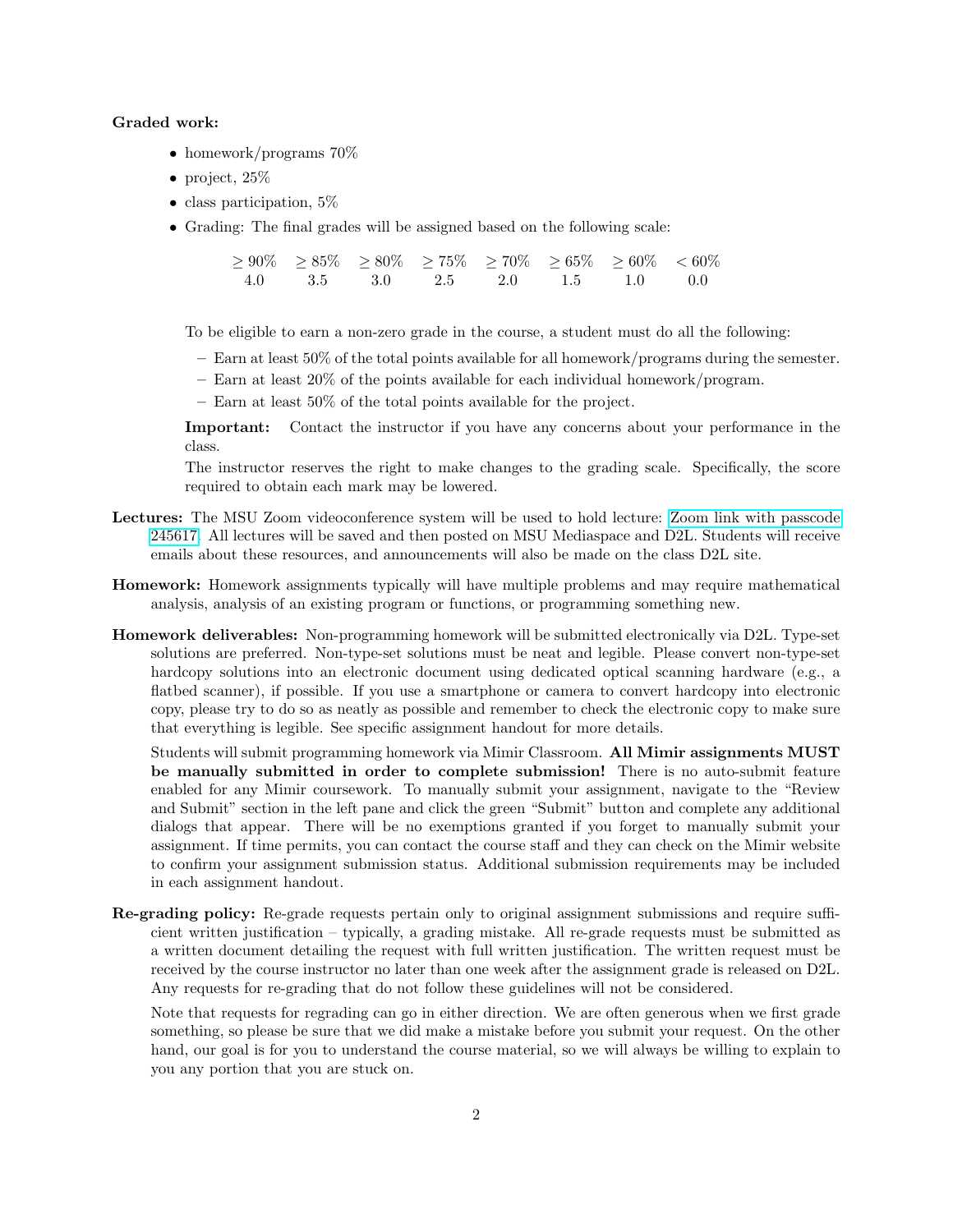**Graded work:**

- homework/programs 70%
- project, 25%
- class participation, 5%
- Grading: The final grades will be assigned based on the following scale:

| $\geq 90\%$ | $\geq 85\%$ | $\geq 80\%$ | $\geq 75\%$ | $\geq 70\%$ | $\geq 65\%$ | $\geq 60\%$ | $< 60\%$ |
|---|---|---|---|---|---|---|---|
| 4.0 | 3.5 | 3.0 | 2.5 | 2.0 | 1.5 | 1.0 | 0.0 |

  To be eligible to earn a non-zero grade in the course, a student must do all the following:

  - Earn at least 50% of the total points available for all homework/programs during the semester.
  - Earn at least 20% of the points available for each individual homework/program.
  - Earn at least 50% of the total points available for the project.

  **Important:** Contact the instructor if you have any concerns about your performance in the class.

  The instructor reserves the right to make changes to the grading scale. Specifically, the score required to obtain each mark may be lowered.

**Lectures:** The MSU Zoom videoconference system will be used to hold lecture: Zoom link with passcode 245617. All lectures will be saved and then posted on MSU Mediaspace and D2L. Students will receive emails about these resources, and announcements will also be made on the class D2L site.

**Homework:** Homework assignments typically will have multiple problems and may require mathematical analysis, analysis of an existing program or functions, or programming something new.

**Homework deliverables:** Non-programming homework will be submitted electronically via D2L. Type-set solutions are preferred. Non-type-set solutions must be neat and legible. Please convert non-type-set hardcopy solutions into an electronic document using dedicated optical scanning hardware (e.g., a flatbed scanner), if possible. If you use a smartphone or camera to convert hardcopy into electronic copy, please try to do so as neatly as possible and remember to check the electronic copy to make sure that everything is legible. See specific assignment handout for more details.

Students will submit programming homework via Mimir Classroom. **All Mimir assignments MUST be manually submitted in order to complete submission!** There is no auto-submit feature enabled for any Mimir coursework. To manually submit your assignment, navigate to the "Review and Submit" section in the left pane and click the green "Submit" button and complete any additional dialogs that appear. There will be no exemptions granted if you forget to manually submit your assignment. If time permits, you can contact the course staff and they can check on the Mimir website to confirm your assignment submission status. Additional submission requirements may be included in each assignment handout.

**Re-grading policy:** Re-grade requests pertain only to original assignment submissions and require sufficient written justification – typically, a grading mistake. All re-grade requests must be submitted as a written document detailing the request with full written justification. The written request must be received by the course instructor no later than one week after the assignment grade is released on D2L. Any requests for re-grading that do not follow these guidelines will not be considered.

Note that requests for regrading can go in either direction. We are often generous when we first grade something, so please be sure that we did make a mistake before you submit your request. On the other hand, our goal is for you to understand the course material, so we will always be willing to explain to you any portion that you are stuck on.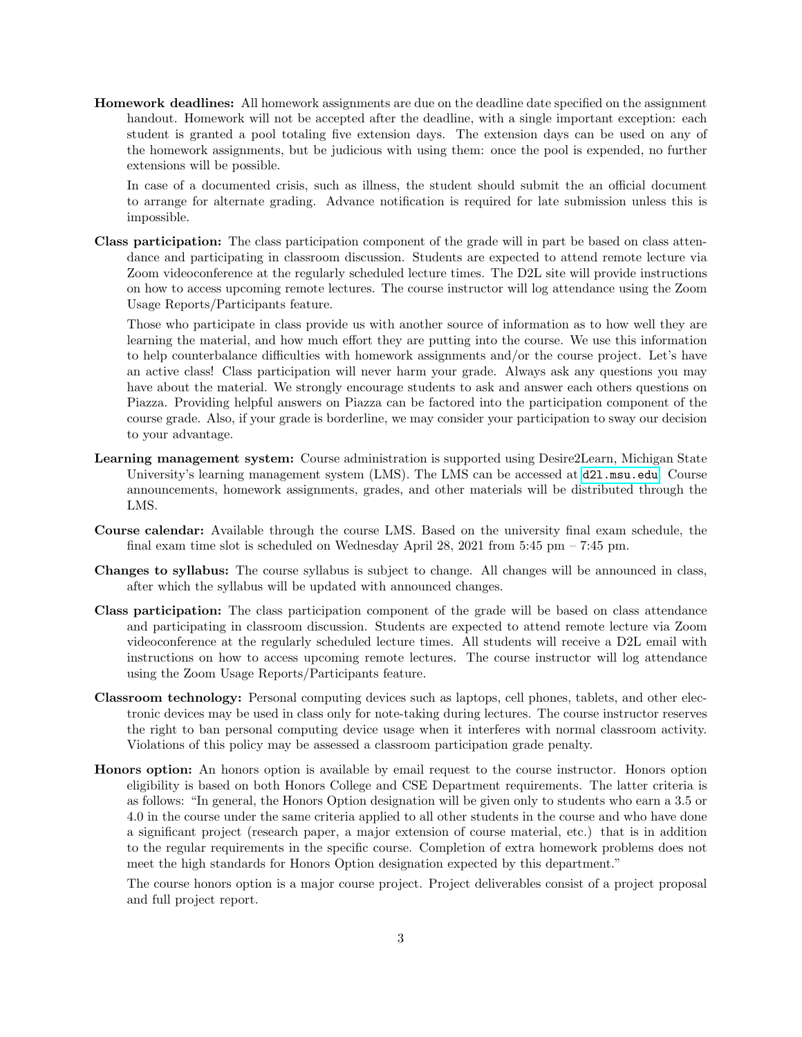**Homework deadlines:** All homework assignments are due on the deadline date specified on the assignment handout. Homework will not be accepted after the deadline, with a single important exception: each student is granted a pool totaling five extension days. The extension days can be used on any of the homework assignments, but be judicious with using them: once the pool is expended, no further extensions will be possible.

In case of a documented crisis, such as illness, the student should submit the an official document to arrange for alternate grading. Advance notification is required for late submission unless this is impossible.

**Class participation:** The class participation component of the grade will in part be based on class attendance and participating in classroom discussion. Students are expected to attend remote lecture via Zoom videoconference at the regularly scheduled lecture times. The D2L site will provide instructions on how to access upcoming remote lectures. The course instructor will log attendance using the Zoom Usage Reports/Participants feature.

Those who participate in class provide us with another source of information as to how well they are learning the material, and how much effort they are putting into the course. We use this information to help counterbalance difficulties with homework assignments and/or the course project. Let's have an active class! Class participation will never harm your grade. Always ask any questions you may have about the material. We strongly encourage students to ask and answer each others questions on Piazza. Providing helpful answers on Piazza can be factored into the participation component of the course grade. Also, if your grade is borderline, we may consider your participation to sway our decision to your advantage.

**Learning management system:** Course administration is supported using Desire2Learn, Michigan State University's learning management system (LMS). The LMS can be accessed at `d2l.msu.edu`. Course announcements, homework assignments, grades, and other materials will be distributed through the LMS.

**Course calendar:** Available through the course LMS. Based on the university final exam schedule, the final exam time slot is scheduled on Wednesday April 28, 2021 from 5:45 pm – 7:45 pm.

**Changes to syllabus:** The course syllabus is subject to change. All changes will be announced in class, after which the syllabus will be updated with announced changes.

**Class participation:** The class participation component of the grade will be based on class attendance and participating in classroom discussion. Students are expected to attend remote lecture via Zoom videoconference at the regularly scheduled lecture times. All students will receive a D2L email with instructions on how to access upcoming remote lectures. The course instructor will log attendance using the Zoom Usage Reports/Participants feature.

**Classroom technology:** Personal computing devices such as laptops, cell phones, tablets, and other electronic devices may be used in class only for note-taking during lectures. The course instructor reserves the right to ban personal computing device usage when it interferes with normal classroom activity. Violations of this policy may be assessed a classroom participation grade penalty.

**Honors option:** An honors option is available by email request to the course instructor. Honors option eligibility is based on both Honors College and CSE Department requirements. The latter criteria is as follows: "In general, the Honors Option designation will be given only to students who earn a 3.5 or 4.0 in the course under the same criteria applied to all other students in the course and who have done a significant project (research paper, a major extension of course material, etc.) that is in addition to the regular requirements in the specific course. Completion of extra homework problems does not meet the high standards for Honors Option designation expected by this department."

The course honors option is a major course project. Project deliverables consist of a project proposal and full project report.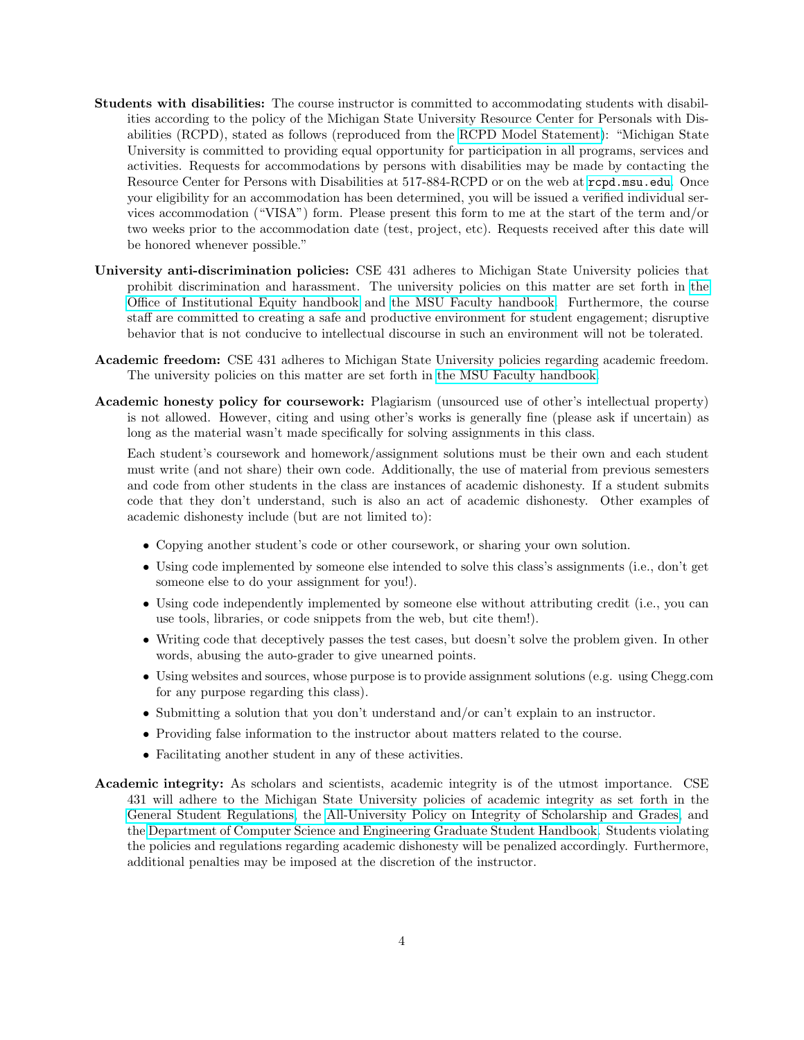**Students with disabilities:** The course instructor is committed to accommodating students with disabilities according to the policy of the Michigan State University Resource Center for Personals with Disabilities (RCPD), stated as follows (reproduced from the RCPD Model Statement): "Michigan State University is committed to providing equal opportunity for participation in all programs, services and activities. Requests for accommodations by persons with disabilities may be made by contacting the Resource Center for Persons with Disabilities at 517-884-RCPD or on the web at `rcpd.msu.edu`. Once your eligibility for an accommodation has been determined, you will be issued a verified individual services accommodation ("VISA") form. Please present this form to me at the start of the term and/or two weeks prior to the accommodation date (test, project, etc). Requests received after this date will be honored whenever possible."

**University anti-discrimination policies:** CSE 431 adheres to Michigan State University policies that prohibit discrimination and harassment. The university policies on this matter are set forth in the Office of Institutional Equity handbook and the MSU Faculty handbook. Furthermore, the course staff are committed to creating a safe and productive environment for student engagement; disruptive behavior that is not conducive to intellectual discourse in such an environment will not be tolerated.

**Academic freedom:** CSE 431 adheres to Michigan State University policies regarding academic freedom. The university policies on this matter are set forth in the MSU Faculty handbook.

**Academic honesty policy for coursework:** Plagiarism (unsourced use of other's intellectual property) is not allowed. However, citing and using other's works is generally fine (please ask if uncertain) as long as the material wasn't made specifically for solving assignments in this class.

Each student's coursework and homework/assignment solutions must be their own and each student must write (and not share) their own code. Additionally, the use of material from previous semesters and code from other students in the class are instances of academic dishonesty. If a student submits code that they don't understand, such is also an act of academic dishonesty. Other examples of academic dishonesty include (but are not limited to):

- Copying another student's code or other coursework, or sharing your own solution.
- Using code implemented by someone else intended to solve this class's assignments (i.e., don't get someone else to do your assignment for you!).
- Using code independently implemented by someone else without attributing credit (i.e., you can use tools, libraries, or code snippets from the web, but cite them!).
- Writing code that deceptively passes the test cases, but doesn't solve the problem given. In other words, abusing the auto-grader to give unearned points.
- Using websites and sources, whose purpose is to provide assignment solutions (e.g. using Chegg.com for any purpose regarding this class).
- Submitting a solution that you don't understand and/or can't explain to an instructor.
- Providing false information to the instructor about matters related to the course.
- Facilitating another student in any of these activities.

**Academic integrity:** As scholars and scientists, academic integrity is of the utmost importance. CSE 431 will adhere to the Michigan State University policies of academic integrity as set forth in the General Student Regulations, the All-University Policy on Integrity of Scholarship and Grades, and the Department of Computer Science and Engineering Graduate Student Handbook. Students violating the policies and regulations regarding academic dishonesty will be penalized accordingly. Furthermore, additional penalties may be imposed at the discretion of the instructor.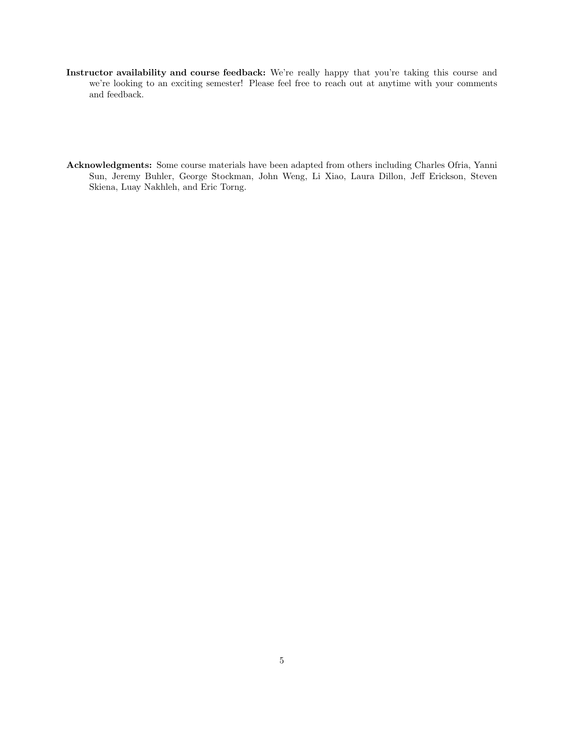**Instructor availability and course feedback:** We're really happy that you're taking this course and we're looking to an exciting semester! Please feel free to reach out at anytime with your comments and feedback.

**Acknowledgments:** Some course materials have been adapted from others including Charles Ofria, Yanni Sun, Jeremy Buhler, George Stockman, John Weng, Li Xiao, Laura Dillon, Jeff Erickson, Steven Skiena, Luay Nakhleh, and Eric Torng.